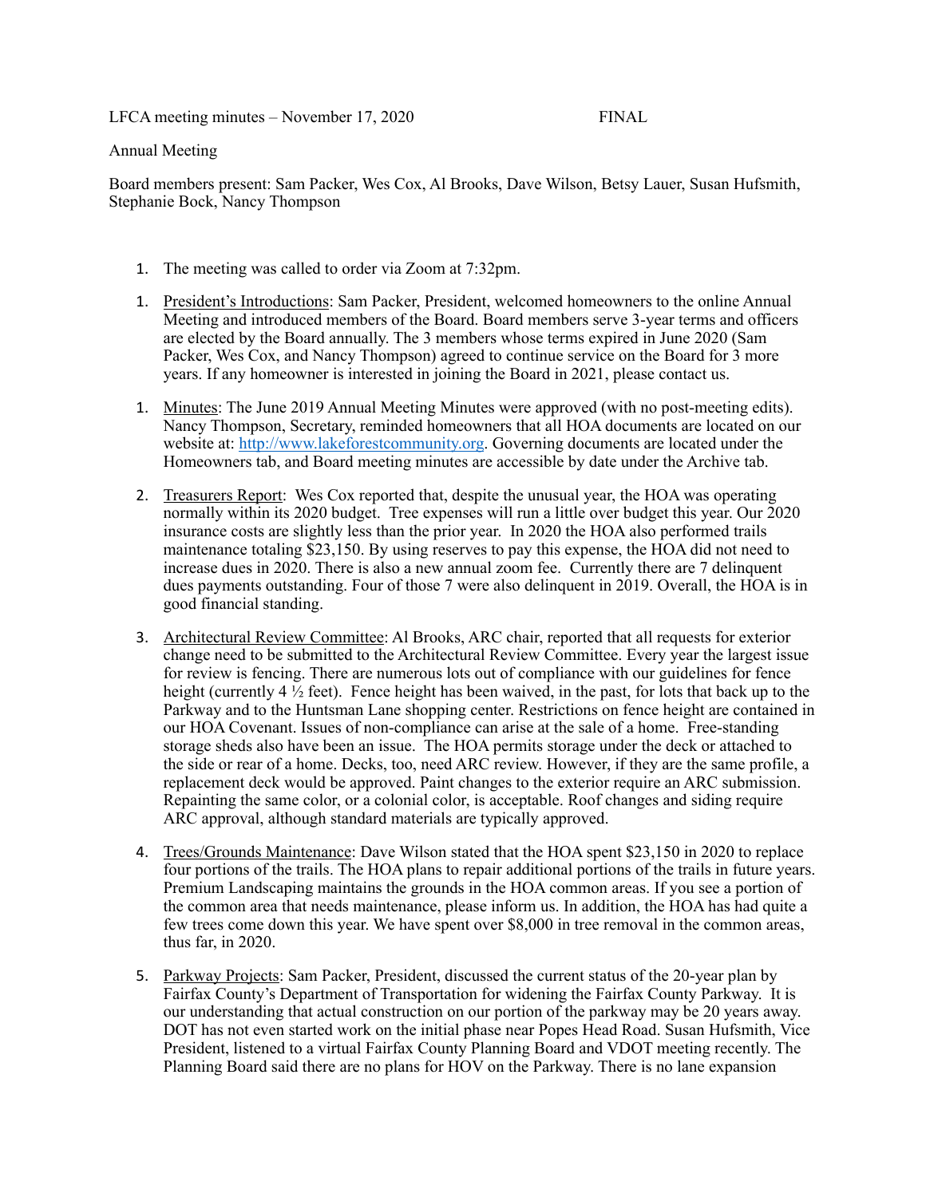LFCA meeting minutes – November 17, 2020 FINAL

Annual Meeting

Board members present: Sam Packer, Wes Cox, Al Brooks, Dave Wilson, Betsy Lauer, Susan Hufsmith, Stephanie Bock, Nancy Thompson

1. The meeting was called to order via Zoom at 7:32pm.

1. President's Introductions: Sam Packer, President, welcomed homeowners to the online Annual Meeting and introduced members of the Board. Board members serve 3-year terms and officers are elected by the Board annually. The 3 members whose terms expired in June 2020 (Sam Packer, Wes Cox, and Nancy Thompson) agreed to continue service on the Board for 3 more years. If any homeowner is interested in joining the Board in 2021, please contact us.

1. Minutes: The June 2019 Annual Meeting Minutes were approved (with no post-meeting edits). Nancy Thompson, Secretary, reminded homeowners that all HOA documents are located on our website at: [http://www.lakeforestcommunity.org](http://www.lakeforestcommunity.org). Governing documents are located under the Homeowners tab, and Board meeting minutes are accessible by date under the Archive tab.

2. Treasurers Report: Wes Cox reported that, despite the unusual year, the HOA was operating normally within its 2020 budget. Tree expenses will run a little over budget this year. Our 2020 insurance costs are slightly less than the prior year. In 2020 the HOA also performed trails maintenance totaling $23,150. By using reserves to pay this expense, the HOA did not need to increase dues in 2020. There is also a new annual zoom fee. Currently there are 7 delinquent dues payments outstanding. Four of those 7 were also delinquent in 2019. Overall, the HOA is in good financial standing.

3. Architectural Review Committee: Al Brooks, ARC chair, reported that all requests for exterior change need to be submitted to the Architectural Review Committee. Every year the largest issue for review is fencing. There are numerous lots out of compliance with our guidelines for fence height (currently 4 ½ feet). Fence height has been waived, in the past, for lots that back up to the Parkway and to the Huntsman Lane shopping center. Restrictions on fence height are contained in our HOA Covenant. Issues of non-compliance can arise at the sale of a home. Free-standing storage sheds also have been an issue. The HOA permits storage under the deck or attached to the side or rear of a home. Decks, too, need ARC review. However, if they are the same profile, a replacement deck would be approved. Paint changes to the exterior require an ARC submission. Repainting the same color, or a colonial color, is acceptable. Roof changes and siding require ARC approval, although standard materials are typically approved.

4. Trees/Grounds Maintenance: Dave Wilson stated that the HOA spent $23,150 in 2020 to replace four portions of the trails. The HOA plans to repair additional portions of the trails in future years. Premium Landscaping maintains the grounds in the HOA common areas. If you see a portion of the common area that needs maintenance, please inform us. In addition, the HOA has had quite a few trees come down this year. We have spent over $8,000 in tree removal in the common areas, thus far, in 2020.

5. Parkway Projects: Sam Packer, President, discussed the current status of the 20-year plan by Fairfax County's Department of Transportation for widening the Fairfax County Parkway. It is our understanding that actual construction on our portion of the parkway may be 20 years away. DOT has not even started work on the initial phase near Popes Head Road. Susan Hufsmith, Vice President, listened to a virtual Fairfax County Planning Board and VDOT meeting recently. The Planning Board said there are no plans for HOV on the Parkway. There is no lane expansion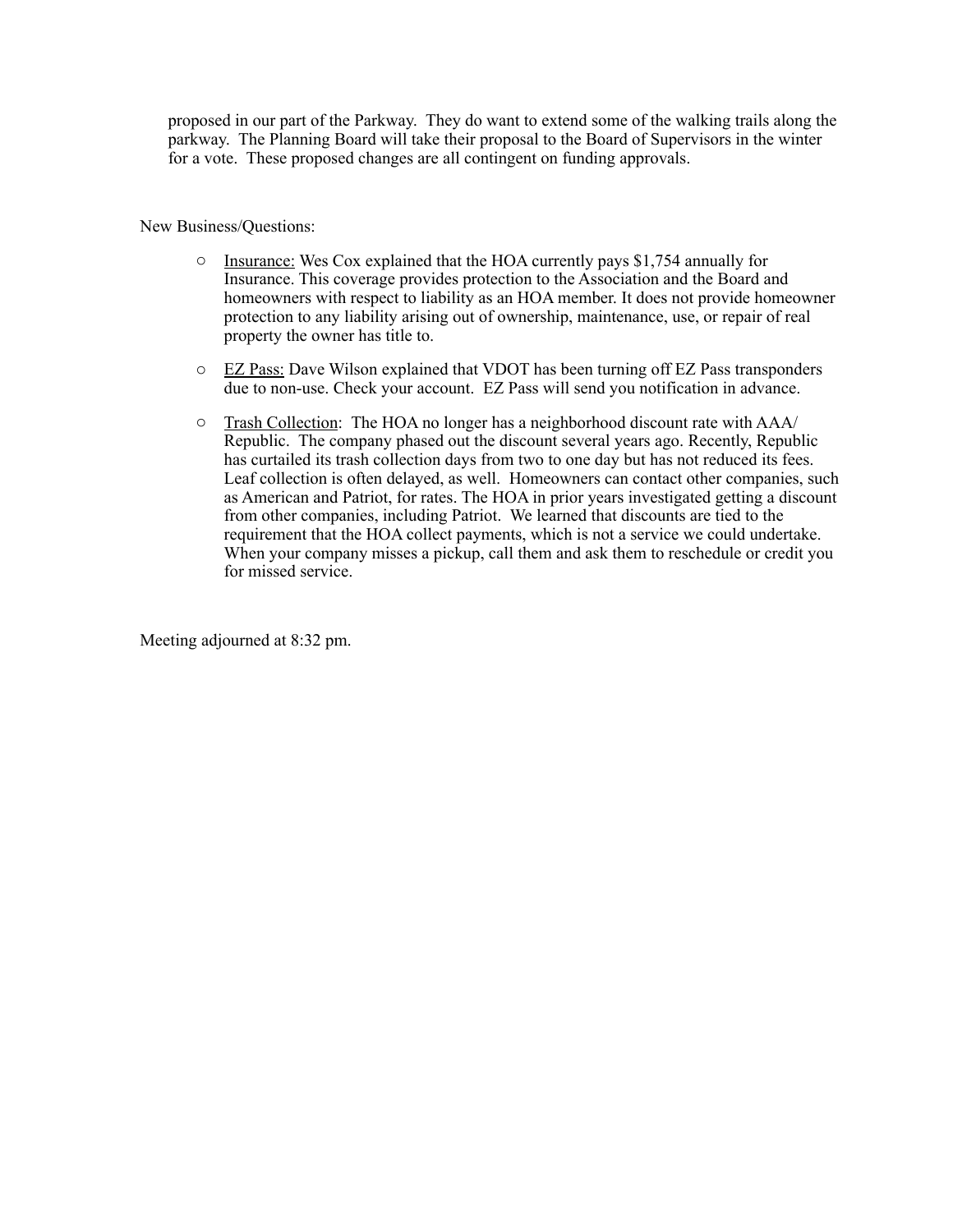proposed in our part of the Parkway. They do want to extend some of the walking trails along the parkway. The Planning Board will take their proposal to the Board of Supervisors in the winter for a vote. These proposed changes are all contingent on funding approvals.

New Business/Questions:

- Insurance: Wes Cox explained that the HOA currently pays $1,754 annually for Insurance. This coverage provides protection to the Association and the Board and homeowners with respect to liability as an HOA member. It does not provide homeowner protection to any liability arising out of ownership, maintenance, use, or repair of real property the owner has title to.
- EZ Pass: Dave Wilson explained that VDOT has been turning off EZ Pass transponders due to non-use. Check your account. EZ Pass will send you notification in advance.
- Trash Collection: The HOA no longer has a neighborhood discount rate with AAA/Republic. The company phased out the discount several years ago. Recently, Republic has curtailed its trash collection days from two to one day but has not reduced its fees. Leaf collection is often delayed, as well. Homeowners can contact other companies, such as American and Patriot, for rates. The HOA in prior years investigated getting a discount from other companies, including Patriot. We learned that discounts are tied to the requirement that the HOA collect payments, which is not a service we could undertake. When your company misses a pickup, call them and ask them to reschedule or credit you for missed service.

Meeting adjourned at 8:32 pm.